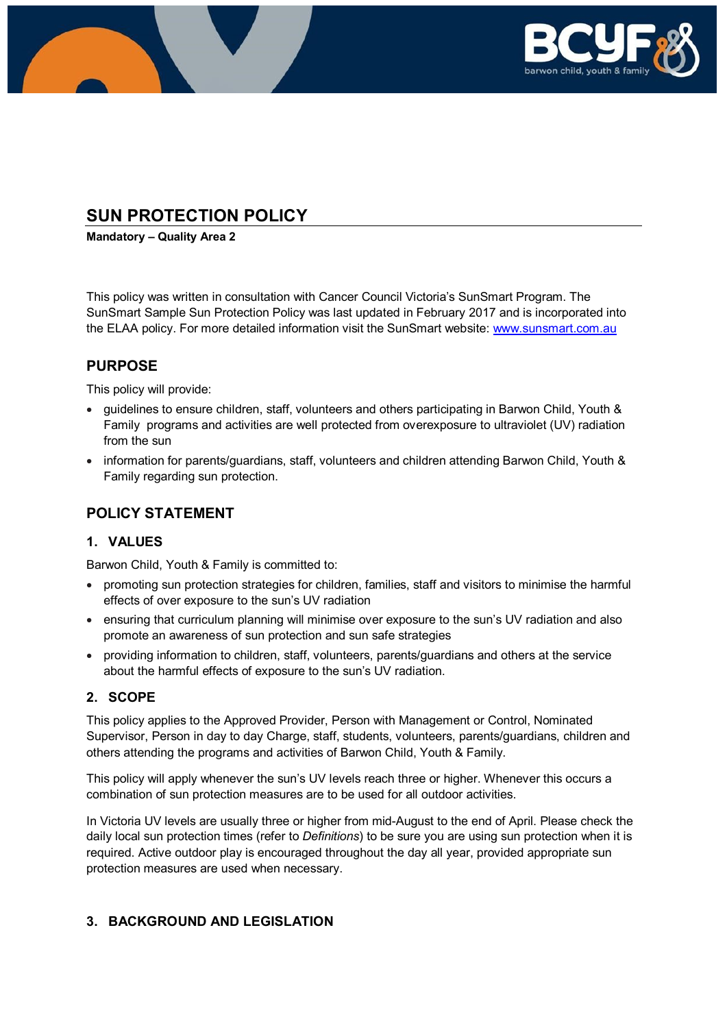# SUN PROTECTION POLICY

**Mandatory – Quality Area 2**

This policy was written in consultation with Cancer Council Victoria's SunSmart Program. The SunSmart Sample Sun Protection Policy was last updated in February 2017 and is incorporated into the ELAA policy. For more detailed information visit the SunSmart website: www.sunsmart.com.au

## PURPOSE

This policy will provide:

- guidelines to ensure children, staff, volunteers and others participating in Barwon Child, Youth & Family programs and activities are well protected from overexposure to ultraviolet (UV) radiation from the sun
- information for parents/guardians, staff, volunteers and children attending Barwon Child, Youth & Family regarding sun protection.

## POLICY STATEMENT

### 1. VALUES

Barwon Child, Youth & Family is committed to:

- promoting sun protection strategies for children, families, staff and visitors to minimise the harmful effects of over exposure to the sun's UV radiation
- ensuring that curriculum planning will minimise over exposure to the sun's UV radiation and also promote an awareness of sun protection and sun safe strategies
- providing information to children, staff, volunteers, parents/guardians and others at the service about the harmful effects of exposure to the sun's UV radiation.

### 2. SCOPE

This policy applies to the Approved Provider, Person with Management or Control, Nominated Supervisor, Person in day to day Charge, staff, students, volunteers, parents/guardians, children and others attending the programs and activities of Barwon Child, Youth & Family.

This policy will apply whenever the sun's UV levels reach three or higher. Whenever this occurs a combination of sun protection measures are to be used for all outdoor activities.

In Victoria UV levels are usually three or higher from mid-August to the end of April. Please check the daily local sun protection times (refer to *Definitions*) to be sure you are using sun protection when it is required. Active outdoor play is encouraged throughout the day all year, provided appropriate sun protection measures are used when necessary.

### 3. BACKGROUND AND LEGISLATION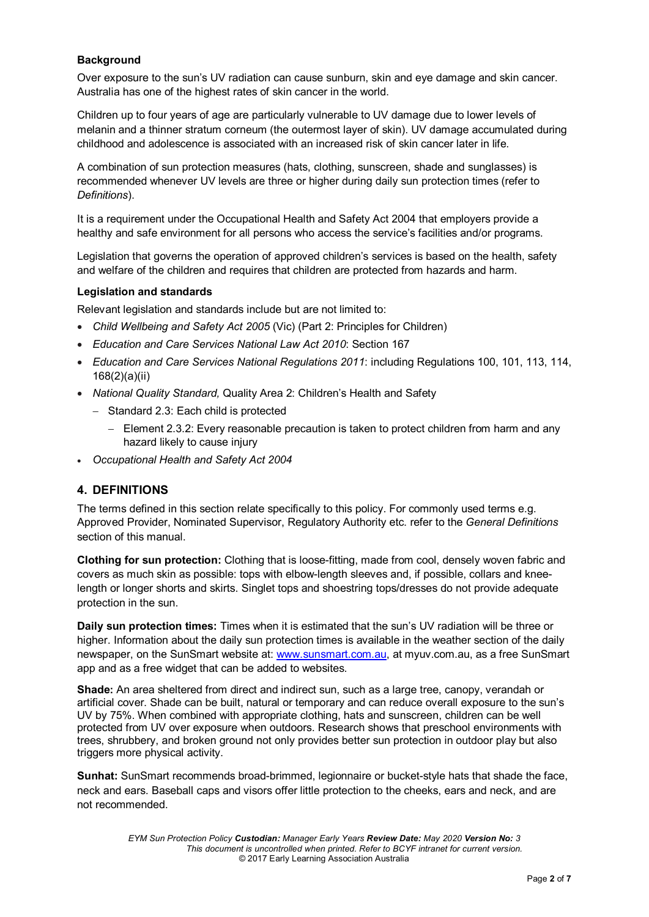**Background**

Over exposure to the sun's UV radiation can cause sunburn, skin and eye damage and skin cancer. Australia has one of the highest rates of skin cancer in the world.

Children up to four years of age are particularly vulnerable to UV damage due to lower levels of melanin and a thinner stratum corneum (the outermost layer of skin). UV damage accumulated during childhood and adolescence is associated with an increased risk of skin cancer later in life.

A combination of sun protection measures (hats, clothing, sunscreen, shade and sunglasses) is recommended whenever UV levels are three or higher during daily sun protection times (refer to *Definitions*).

It is a requirement under the Occupational Health and Safety Act 2004 that employers provide a healthy and safe environment for all persons who access the service's facilities and/or programs.

Legislation that governs the operation of approved children's services is based on the health, safety and welfare of the children and requires that children are protected from hazards and harm.

**Legislation and standards**

Relevant legislation and standards include but are not limited to:

- *Child Wellbeing and Safety Act 2005* (Vic) (Part 2: Principles for Children)
- *Education and Care Services National Law Act 2010*: Section 167
- *Education and Care Services National Regulations 2011*: including Regulations 100, 101, 113, 114, 168(2)(a)(ii)
- *National Quality Standard,* Quality Area 2: Children's Health and Safety
  - Standard 2.3: Each child is protected
    - Element 2.3.2: Every reasonable precaution is taken to protect children from harm and any hazard likely to cause injury
- *Occupational Health and Safety Act 2004*

## 4. DEFINITIONS

The terms defined in this section relate specifically to this policy. For commonly used terms e.g. Approved Provider, Nominated Supervisor, Regulatory Authority etc. refer to the *General Definitions* section of this manual.

**Clothing for sun protection:** Clothing that is loose-fitting, made from cool, densely woven fabric and covers as much skin as possible: tops with elbow-length sleeves and, if possible, collars and knee-length or longer shorts and skirts. Singlet tops and shoestring tops/dresses do not provide adequate protection in the sun.

**Daily sun protection times:** Times when it is estimated that the sun's UV radiation will be three or higher. Information about the daily sun protection times is available in the weather section of the daily newspaper, on the SunSmart website at: www.sunsmart.com.au, at myuv.com.au, as a free SunSmart app and as a free widget that can be added to websites.

**Shade:** An area sheltered from direct and indirect sun, such as a large tree, canopy, verandah or artificial cover. Shade can be built, natural or temporary and can reduce overall exposure to the sun's UV by 75%. When combined with appropriate clothing, hats and sunscreen, children can be well protected from UV over exposure when outdoors. Research shows that preschool environments with trees, shrubbery, and broken ground not only provides better sun protection in outdoor play but also triggers more physical activity.

**Sunhat:** SunSmart recommends broad-brimmed, legionnaire or bucket-style hats that shade the face, neck and ears. Baseball caps and visors offer little protection to the cheeks, ears and neck, and are not recommended.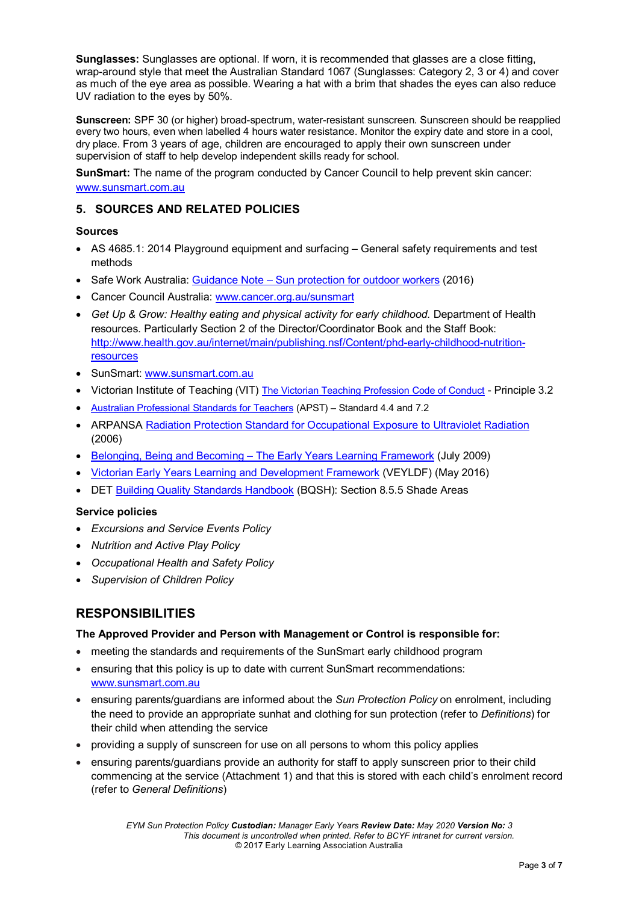**Sunglasses:** Sunglasses are optional. If worn, it is recommended that glasses are a close fitting, wrap-around style that meet the Australian Standard 1067 (Sunglasses: Category 2, 3 or 4) and cover as much of the eye area as possible. Wearing a hat with a brim that shades the eyes can also reduce UV radiation to the eyes by 50%.

**Sunscreen:** SPF 30 (or higher) broad-spectrum, water-resistant sunscreen. Sunscreen should be reapplied every two hours, even when labelled 4 hours water resistance. Monitor the expiry date and store in a cool, dry place. From 3 years of age, children are encouraged to apply their own sunscreen under supervision of staff to help develop independent skills ready for school.

**SunSmart:** The name of the program conducted by Cancer Council to help prevent skin cancer: www.sunsmart.com.au

## 5. SOURCES AND RELATED POLICIES

### Sources

- AS 4685.1: 2014 Playground equipment and surfacing – General safety requirements and test methods
- Safe Work Australia: Guidance Note – Sun protection for outdoor workers (2016)
- Cancer Council Australia: www.cancer.org.au/sunsmart
- *Get Up & Grow: Healthy eating and physical activity for early childhood.* Department of Health resources. Particularly Section 2 of the Director/Coordinator Book and the Staff Book: http://www.health.gov.au/internet/main/publishing.nsf/Content/phd-early-childhood-nutrition-resources
- SunSmart: www.sunsmart.com.au
- Victorian Institute of Teaching (VIT) The Victorian Teaching Profession Code of Conduct - Principle 3.2
- Australian Professional Standards for Teachers (APST) – Standard 4.4 and 7.2
- ARPANSA Radiation Protection Standard for Occupational Exposure to Ultraviolet Radiation (2006)
- Belonging, Being and Becoming – The Early Years Learning Framework (July 2009)
- Victorian Early Years Learning and Development Framework (VEYLDF) (May 2016)
- DET Building Quality Standards Handbook (BQSH): Section 8.5.5 Shade Areas

### Service policies

- *Excursions and Service Events Policy*
- *Nutrition and Active Play Policy*
- *Occupational Health and Safety Policy*
- *Supervision of Children Policy*

## RESPONSIBILITIES

**The Approved Provider and Person with Management or Control is responsible for:**

- meeting the standards and requirements of the SunSmart early childhood program
- ensuring that this policy is up to date with current SunSmart recommendations: www.sunsmart.com.au
- ensuring parents/guardians are informed about the *Sun Protection Policy* on enrolment, including the need to provide an appropriate sunhat and clothing for sun protection (refer to *Definitions*) for their child when attending the service
- providing a supply of sunscreen for use on all persons to whom this policy applies
- ensuring parents/guardians provide an authority for staff to apply sunscreen prior to their child commencing at the service (Attachment 1) and that this is stored with each child's enrolment record (refer to *General Definitions*)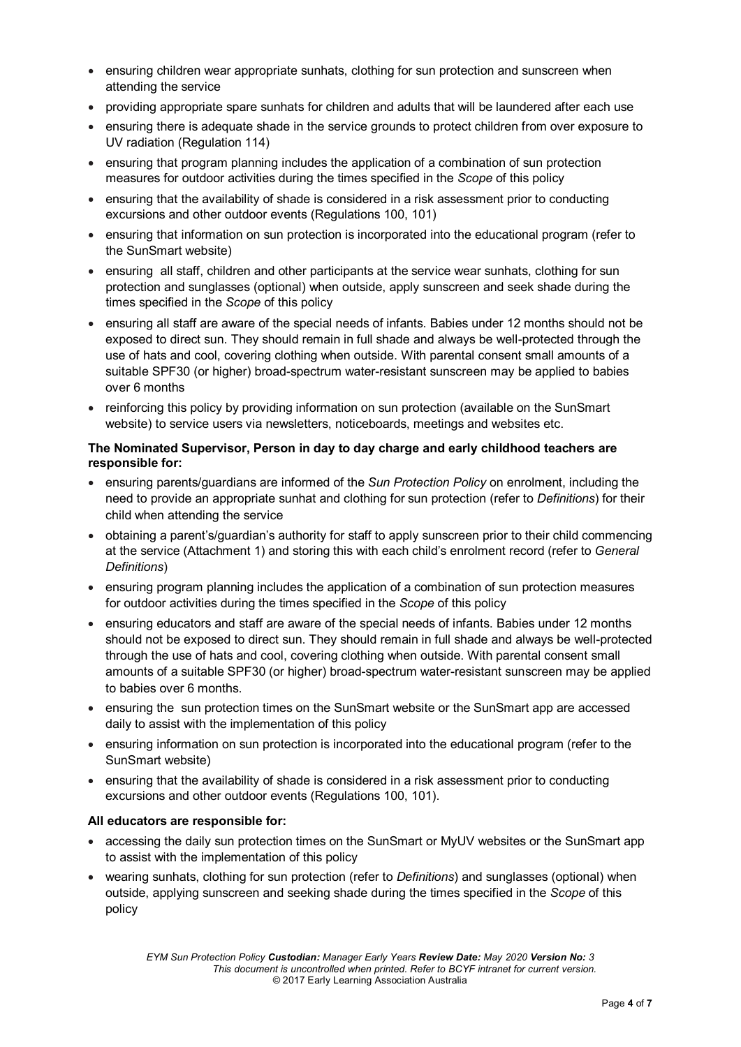- ensuring children wear appropriate sunhats, clothing for sun protection and sunscreen when attending the service
- providing appropriate spare sunhats for children and adults that will be laundered after each use
- ensuring there is adequate shade in the service grounds to protect children from over exposure to UV radiation (Regulation 114)
- ensuring that program planning includes the application of a combination of sun protection measures for outdoor activities during the times specified in the *Scope* of this policy
- ensuring that the availability of shade is considered in a risk assessment prior to conducting excursions and other outdoor events (Regulations 100, 101)
- ensuring that information on sun protection is incorporated into the educational program (refer to the SunSmart website)
- ensuring all staff, children and other participants at the service wear sunhats, clothing for sun protection and sunglasses (optional) when outside, apply sunscreen and seek shade during the times specified in the *Scope* of this policy
- ensuring all staff are aware of the special needs of infants. Babies under 12 months should not be exposed to direct sun. They should remain in full shade and always be well-protected through the use of hats and cool, covering clothing when outside. With parental consent small amounts of a suitable SPF30 (or higher) broad-spectrum water-resistant sunscreen may be applied to babies over 6 months
- reinforcing this policy by providing information on sun protection (available on the SunSmart website) to service users via newsletters, noticeboards, meetings and websites etc.

**The Nominated Supervisor, Person in day to day charge and early childhood teachers are responsible for:**

- ensuring parents/guardians are informed of the *Sun Protection Policy* on enrolment, including the need to provide an appropriate sunhat and clothing for sun protection (refer to *Definitions*) for their child when attending the service
- obtaining a parent's/guardian's authority for staff to apply sunscreen prior to their child commencing at the service (Attachment 1) and storing this with each child's enrolment record (refer to *General Definitions*)
- ensuring program planning includes the application of a combination of sun protection measures for outdoor activities during the times specified in the *Scope* of this policy
- ensuring educators and staff are aware of the special needs of infants. Babies under 12 months should not be exposed to direct sun. They should remain in full shade and always be well-protected through the use of hats and cool, covering clothing when outside. With parental consent small amounts of a suitable SPF30 (or higher) broad-spectrum water-resistant sunscreen may be applied to babies over 6 months.
- ensuring the sun protection times on the SunSmart website or the SunSmart app are accessed daily to assist with the implementation of this policy
- ensuring information on sun protection is incorporated into the educational program (refer to the SunSmart website)
- ensuring that the availability of shade is considered in a risk assessment prior to conducting excursions and other outdoor events (Regulations 100, 101).

**All educators are responsible for:**

- accessing the daily sun protection times on the SunSmart or MyUV websites or the SunSmart app to assist with the implementation of this policy
- wearing sunhats, clothing for sun protection (refer to *Definitions*) and sunglasses (optional) when outside, applying sunscreen and seeking shade during the times specified in the *Scope* of this policy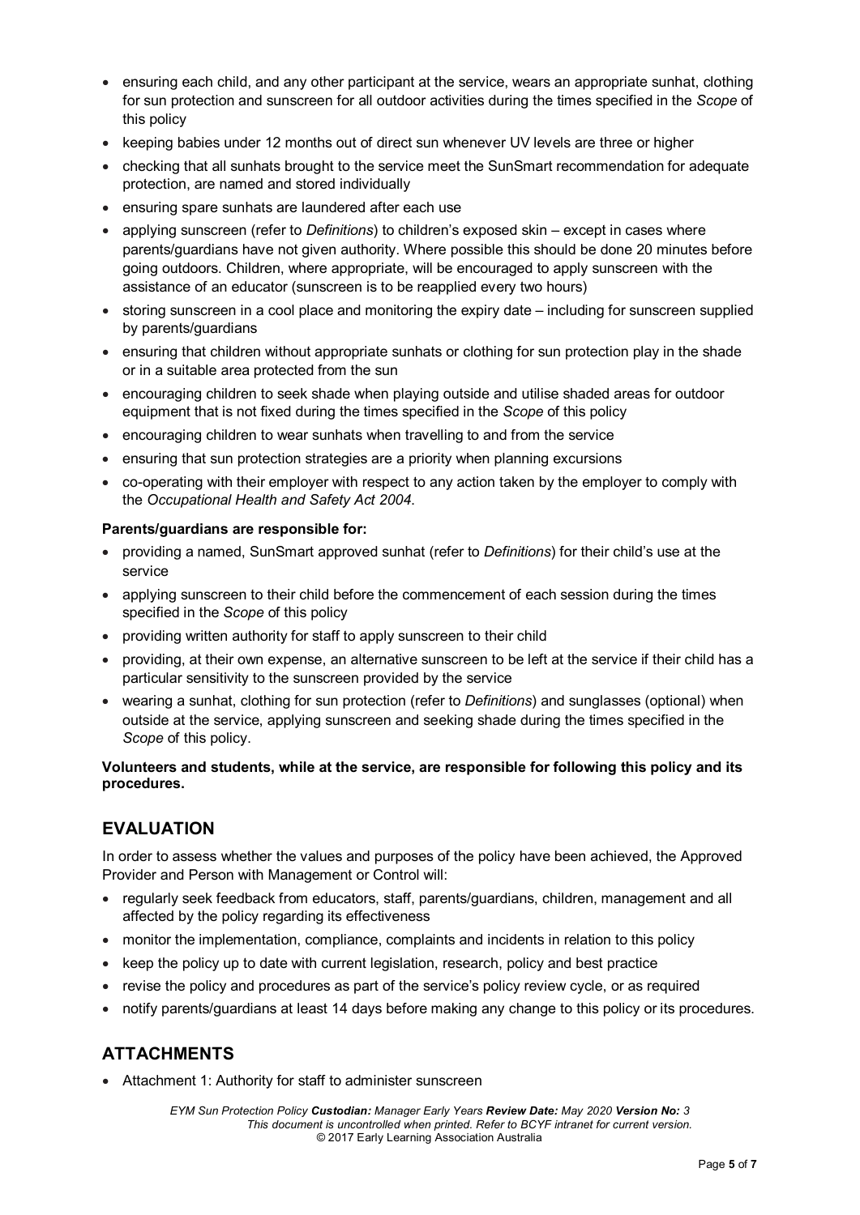- ensuring each child, and any other participant at the service, wears an appropriate sunhat, clothing for sun protection and sunscreen for all outdoor activities during the times specified in the *Scope* of this policy
- keeping babies under 12 months out of direct sun whenever UV levels are three or higher
- checking that all sunhats brought to the service meet the SunSmart recommendation for adequate protection, are named and stored individually
- ensuring spare sunhats are laundered after each use
- applying sunscreen (refer to *Definitions*) to children's exposed skin – except in cases where parents/guardians have not given authority. Where possible this should be done 20 minutes before going outdoors. Children, where appropriate, will be encouraged to apply sunscreen with the assistance of an educator (sunscreen is to be reapplied every two hours)
- storing sunscreen in a cool place and monitoring the expiry date – including for sunscreen supplied by parents/guardians
- ensuring that children without appropriate sunhats or clothing for sun protection play in the shade or in a suitable area protected from the sun
- encouraging children to seek shade when playing outside and utilise shaded areas for outdoor equipment that is not fixed during the times specified in the *Scope* of this policy
- encouraging children to wear sunhats when travelling to and from the service
- ensuring that sun protection strategies are a priority when planning excursions
- co-operating with their employer with respect to any action taken by the employer to comply with the *Occupational Health and Safety Act 2004*.

**Parents/guardians are responsible for:**

- providing a named, SunSmart approved sunhat (refer to *Definitions*) for their child's use at the service
- applying sunscreen to their child before the commencement of each session during the times specified in the *Scope* of this policy
- providing written authority for staff to apply sunscreen to their child
- providing, at their own expense, an alternative sunscreen to be left at the service if their child has a particular sensitivity to the sunscreen provided by the service
- wearing a sunhat, clothing for sun protection (refer to *Definitions*) and sunglasses (optional) when outside at the service, applying sunscreen and seeking shade during the times specified in the *Scope* of this policy.

**Volunteers and students, while at the service, are responsible for following this policy and its procedures.**

## EVALUATION

In order to assess whether the values and purposes of the policy have been achieved, the Approved Provider and Person with Management or Control will:

- regularly seek feedback from educators, staff, parents/guardians, children, management and all affected by the policy regarding its effectiveness
- monitor the implementation, compliance, complaints and incidents in relation to this policy
- keep the policy up to date with current legislation, research, policy and best practice
- revise the policy and procedures as part of the service's policy review cycle, or as required
- notify parents/guardians at least 14 days before making any change to this policy or its procedures.

## ATTACHMENTS

- Attachment 1: Authority for staff to administer sunscreen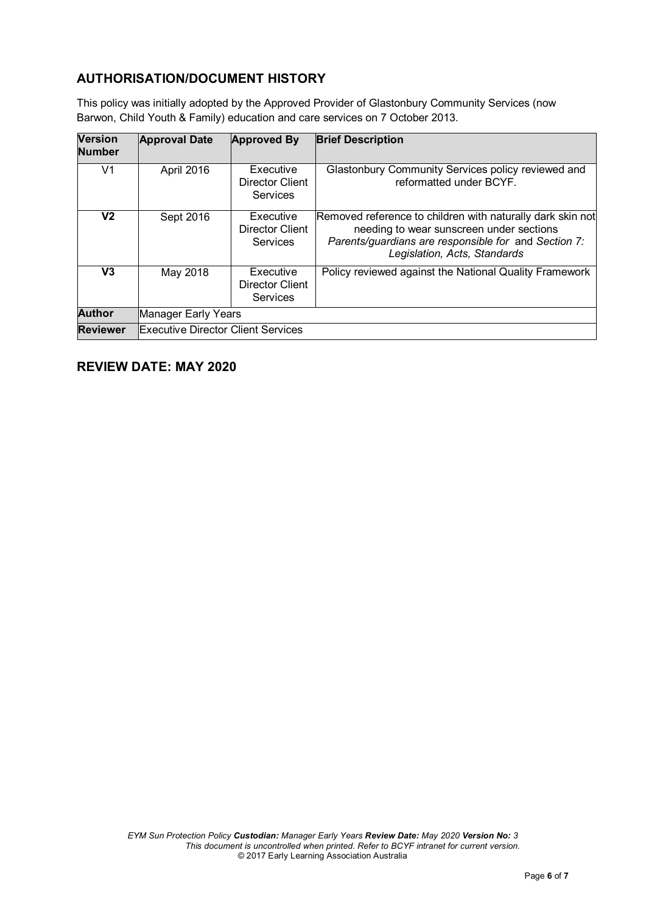## AUTHORISATION/DOCUMENT HISTORY

This policy was initially adopted by the Approved Provider of Glastonbury Community Services (now Barwon, Child Youth & Family) education and care services on 7 October 2013.

| Version Number | Approval Date | Approved By | Brief Description |
|---|---|---|---|
| V1 | April 2016 | Executive Director Client Services | Glastonbury Community Services policy reviewed and reformatted under BCYF. |
| **V2** | Sept 2016 | Executive Director Client Services | Removed reference to children with naturally dark skin not needing to wear sunscreen under sections *Parents/guardians are responsible for* and *Section 7: Legislation, Acts, Standards* |
| **V3** | May 2018 | Executive Director Client Services | Policy reviewed against the National Quality Framework |
| **Author** | Manager Early Years | | |
| **Reviewer** | Executive Director Client Services | | |

## REVIEW DATE: MAY 2020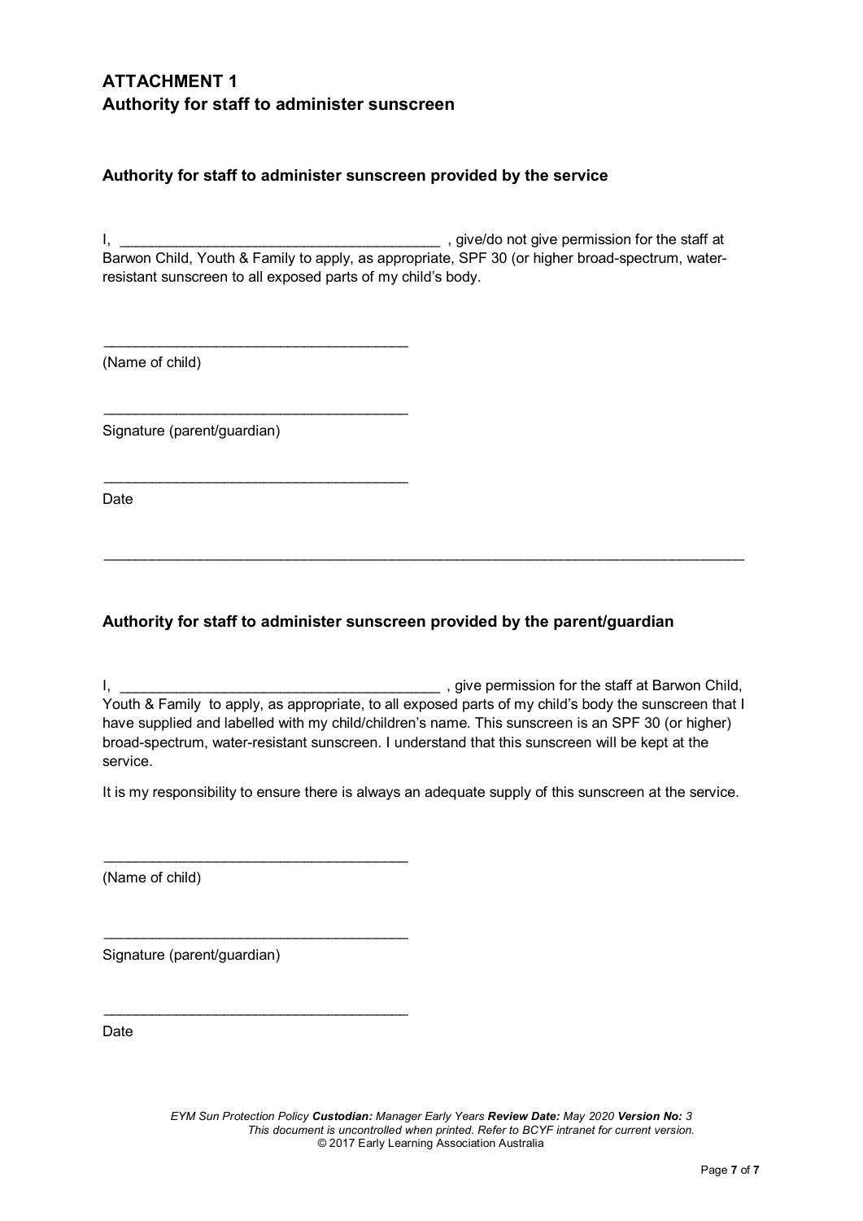## ATTACHMENT 1
## Authority for staff to administer sunscreen

### Authority for staff to administer sunscreen provided by the service

I, ________________________________________ , give/do not give permission for the staff at Barwon Child, Youth & Family to apply, as appropriate, SPF 30 (or higher broad-spectrum, water-resistant sunscreen to all exposed parts of my child's body.

______________________________________

(Name of child)

______________________________________

Signature (parent/guardian)

______________________________________

Date

---

### Authority for staff to administer sunscreen provided by the parent/guardian

I, ________________________________________ , give permission for the staff at Barwon Child, Youth & Family to apply, as appropriate, to all exposed parts of my child's body the sunscreen that I have supplied and labelled with my child/children's name. This sunscreen is an SPF 30 (or higher) broad-spectrum, water-resistant sunscreen. I understand that this sunscreen will be kept at the service.

It is my responsibility to ensure there is always an adequate supply of this sunscreen at the service.

______________________________________

(Name of child)

______________________________________

Signature (parent/guardian)

______________________________________

Date